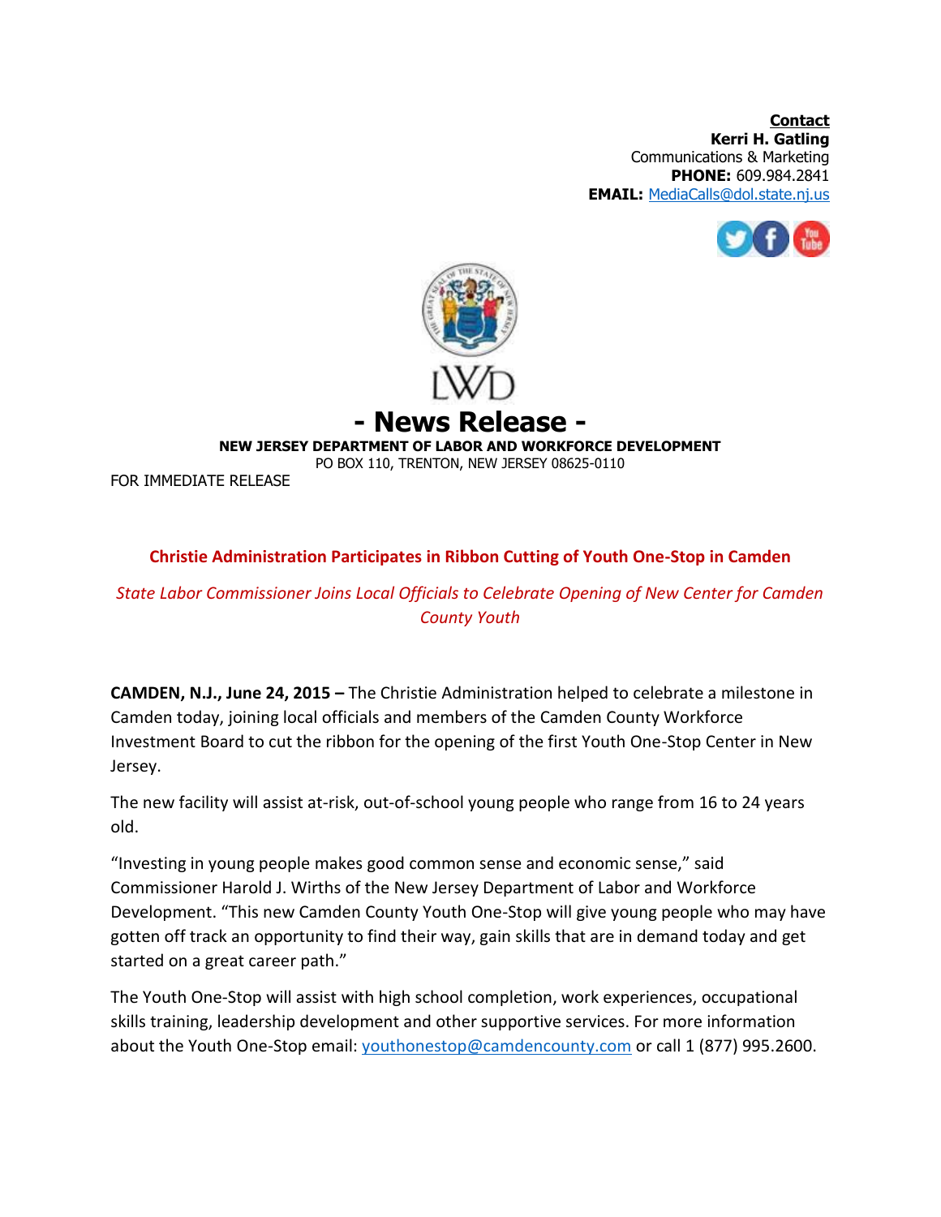**Contact**
**Kerri H. Gatling**
Communications & Marketing
**PHONE:** 609.984.2841
**EMAIL:** MediaCalls@dol.state.nj.us

LWD

# - News Release -

**NEW JERSEY DEPARTMENT OF LABOR AND WORKFORCE DEVELOPMENT**
PO BOX 110, TRENTON, NEW JERSEY 08625-0110

FOR IMMEDIATE RELEASE

## Christie Administration Participates in Ribbon Cutting of Youth One-Stop in Camden

*State Labor Commissioner Joins Local Officials to Celebrate Opening of New Center for Camden County Youth*

**CAMDEN, N.J., June 24, 2015 –** The Christie Administration helped to celebrate a milestone in Camden today, joining local officials and members of the Camden County Workforce Investment Board to cut the ribbon for the opening of the first Youth One-Stop Center in New Jersey.

The new facility will assist at-risk, out-of-school young people who range from 16 to 24 years old.

"Investing in young people makes good common sense and economic sense," said Commissioner Harold J. Wirths of the New Jersey Department of Labor and Workforce Development. "This new Camden County Youth One-Stop will give young people who may have gotten off track an opportunity to find their way, gain skills that are in demand today and get started on a great career path."

The Youth One-Stop will assist with high school completion, work experiences, occupational skills training, leadership development and other supportive services. For more information about the Youth One-Stop email: youthonestop@camdencounty.com or call 1 (877) 995.2600.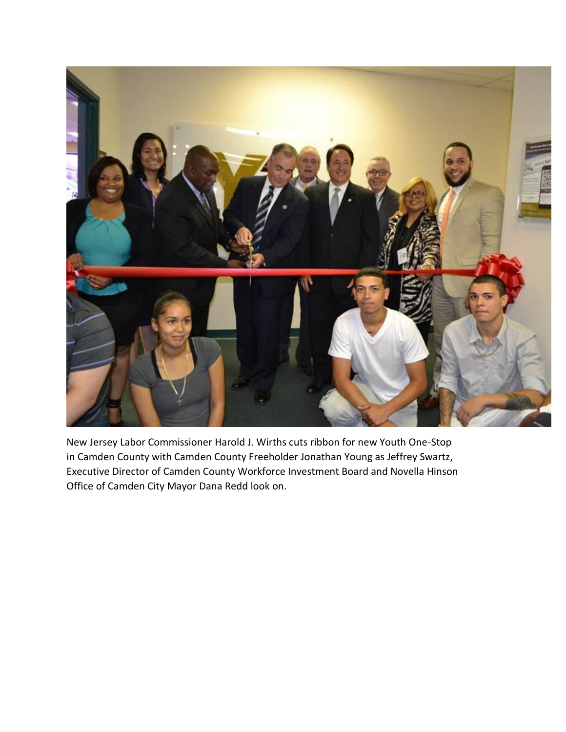New Jersey Labor Commissioner Harold J. Wirths cuts ribbon for new Youth One-Stop in Camden County with Camden County Freeholder Jonathan Young as Jeffrey Swartz, Executive Director of Camden County Workforce Investment Board and Novella Hinson Office of Camden City Mayor Dana Redd look on.